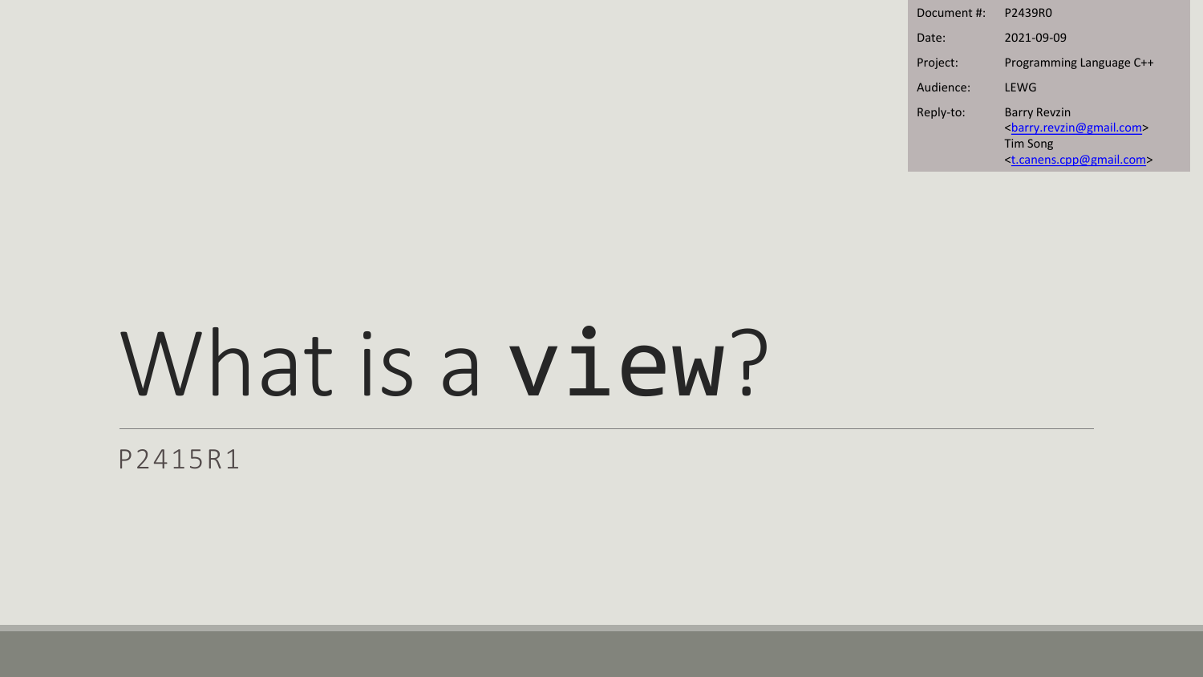| | |
|---|---|
| Document #: | P2439R0 |
| Date: | 2021-09-09 |
| Project: | Programming Language C++ |
| Audience: | LEWG |
| Reply-to: | Barry Revzin <barry.revzin@gmail.com> Tim Song <t.canens.cpp@gmail.com> |

# What is a `view`?

P2415R1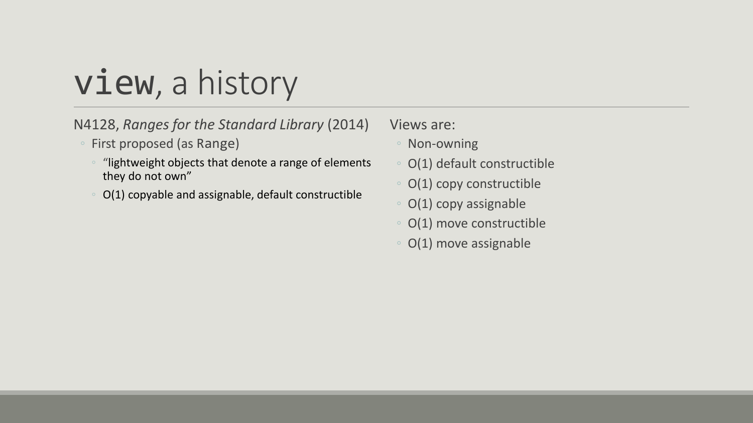# `view`, a history

N4128, *Ranges for the Standard Library* (2014)

- First proposed (as Range)
  - “lightweight objects that denote a range of elements they do not own”
  - O(1) copyable and assignable, default constructible

Views are:

- Non-owning
- O(1) default constructible
- O(1) copy constructible
- O(1) copy assignable
- O(1) move constructible
- O(1) move assignable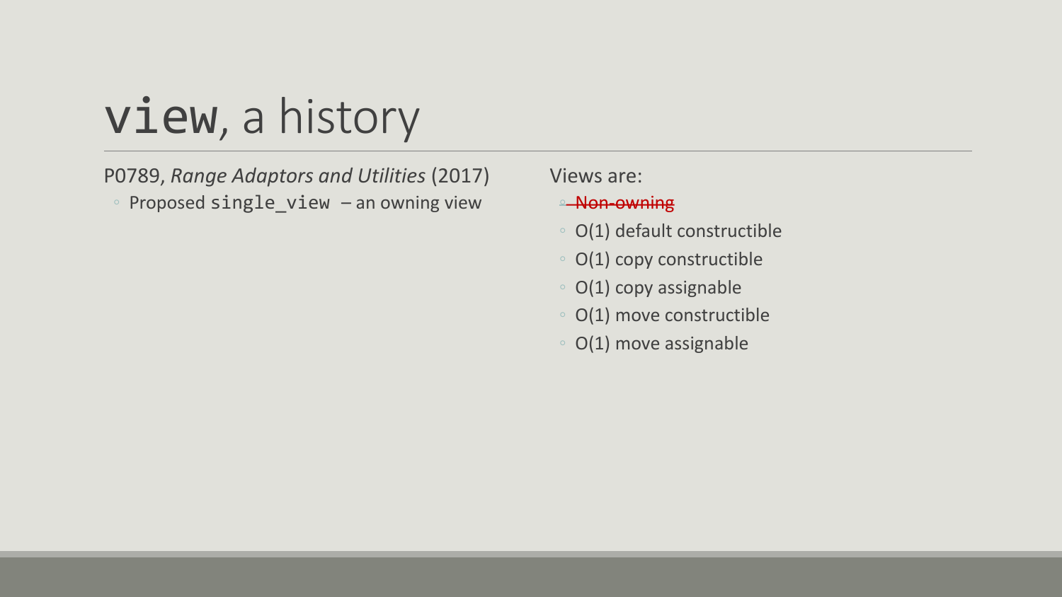# `view`, a history

P0789, *Range Adaptors and Utilities* (2017)

- Proposed `single_view` – an owning view

Views are:

- ~~Non-owning~~
- O(1) default constructible
- O(1) copy constructible
- O(1) copy assignable
- O(1) move constructible
- O(1) move assignable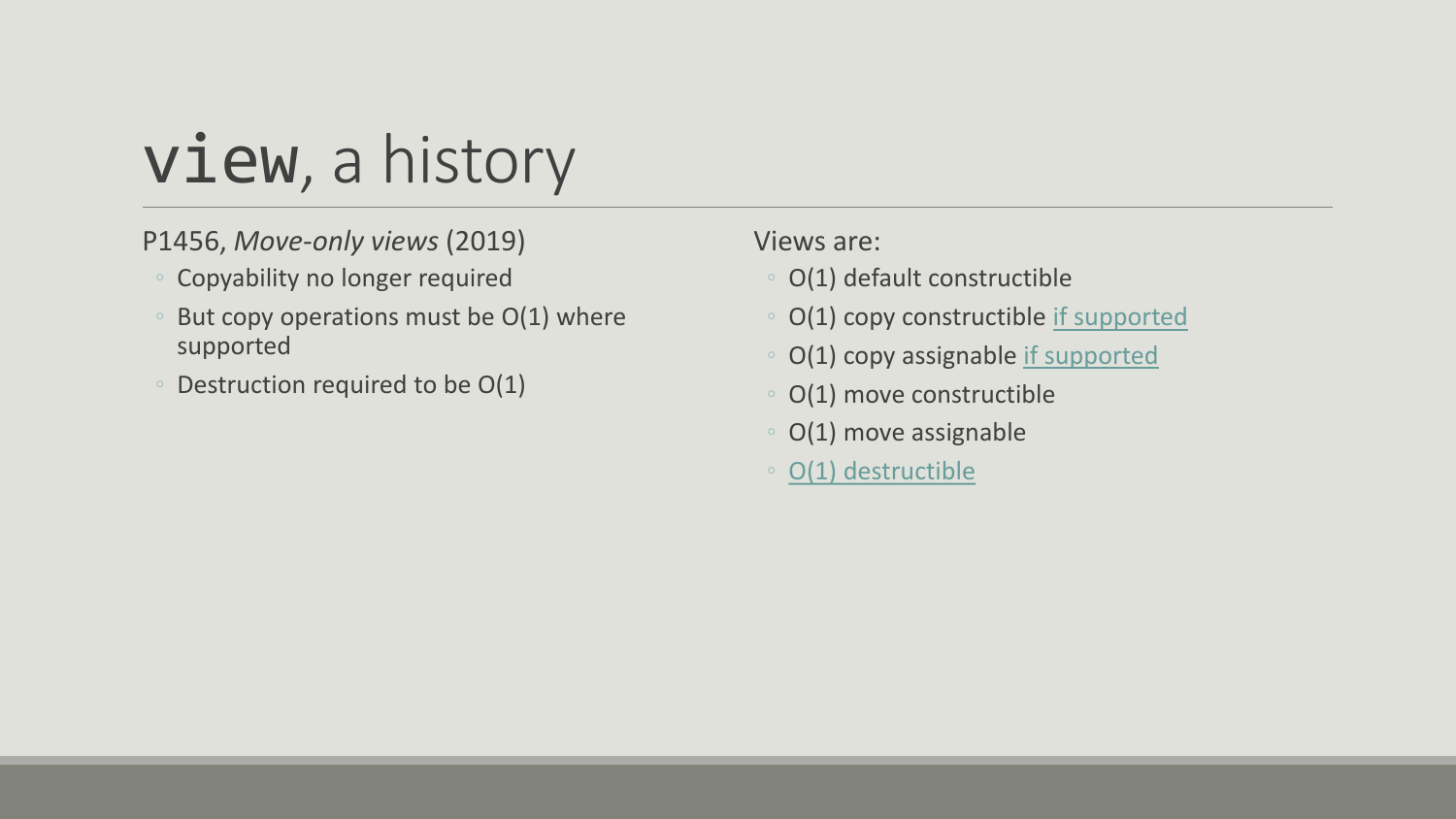# `view`, a history

P1456, *Move-only views* (2019)

- Copyability no longer required
- But copy operations must be O(1) where supported
- Destruction required to be O(1)

Views are:

- O(1) default constructible
- O(1) copy constructible if supported
- O(1) copy assignable if supported
- O(1) move constructible
- O(1) move assignable
- O(1) destructible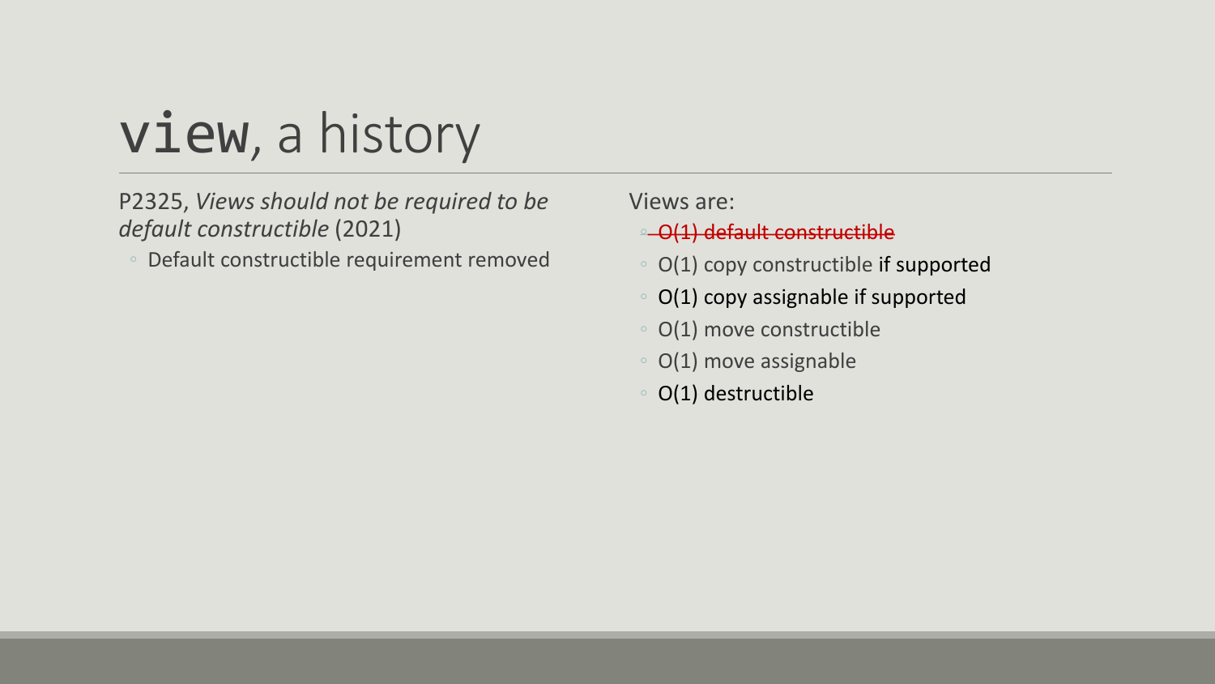# `view`, a history

P2325, *Views should not be required to be default constructible* (2021)

- Default constructible requirement removed

Views are:

- ~~O(1) default constructible~~
- O(1) copy constructible if supported
- O(1) copy assignable if supported
- O(1) move constructible
- O(1) move assignable
- O(1) destructible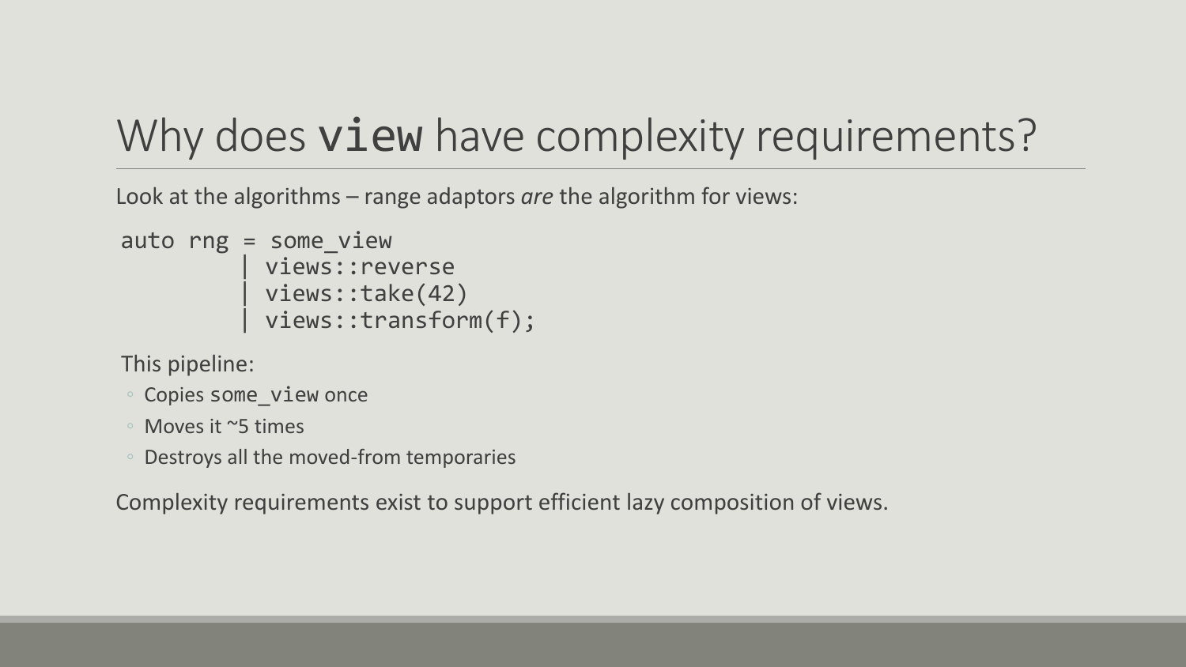# Why does `view` have complexity requirements?

Look at the algorithms – range adaptors *are* the algorithm for views:

```
auto rng = some_view
         | views::reverse
         | views::take(42)
         | views::transform(f);
```

This pipeline:

- Copies `some_view` once
- Moves it ~5 times
- Destroys all the moved-from temporaries

Complexity requirements exist to support efficient lazy composition of views.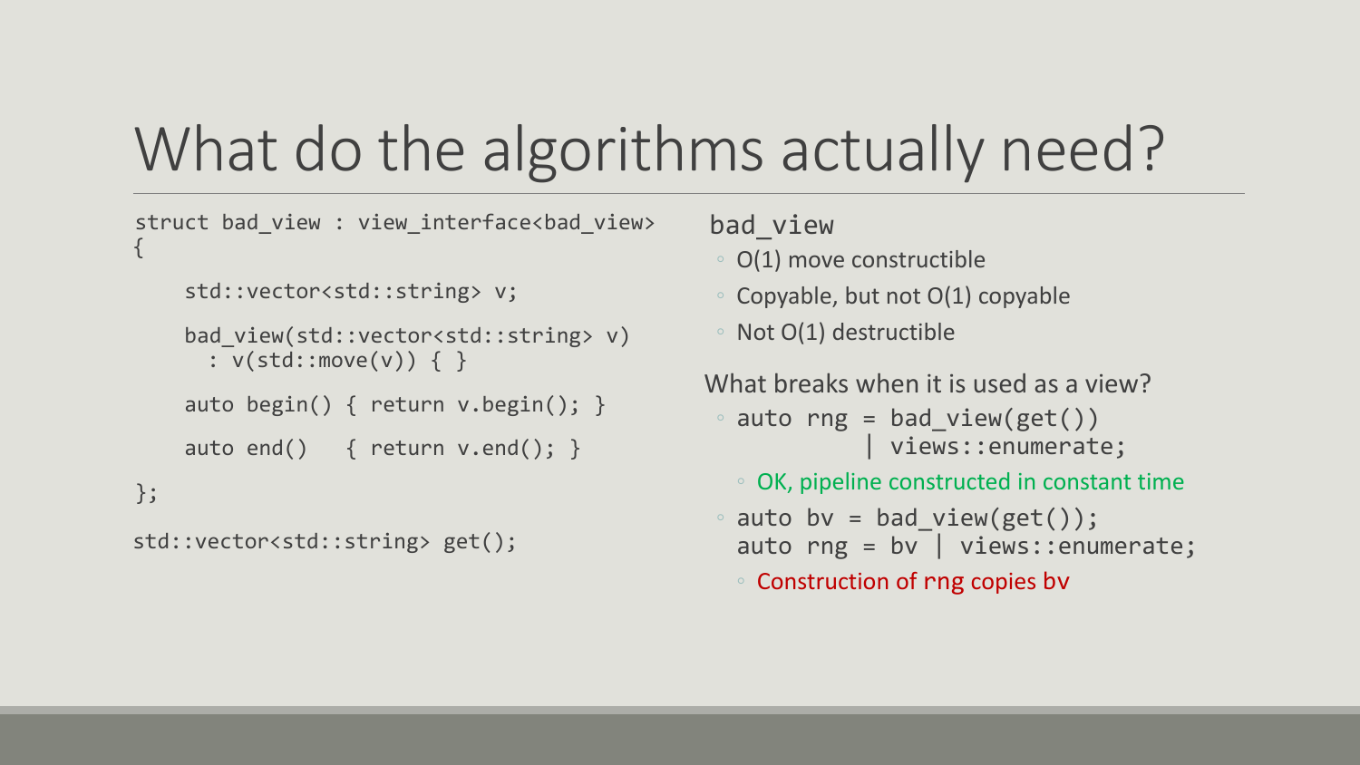# What do the algorithms actually need?

```
struct bad_view : view_interface<bad_view>
{
    std::vector<std::string> v;

    bad_view(std::vector<std::string> v)
      : v(std::move(v)) { }

    auto begin() { return v.begin(); }

    auto end()   { return v.end(); }

};

std::vector<std::string> get();
```

`bad_view`

- O(1) move constructible
- Copyable, but not O(1) copyable
- Not O(1) destructible

What breaks when it is used as a view?

- `auto rng = bad_view(get())`
  `          | views::enumerate;`
  - OK, pipeline constructed in constant time
- `auto bv = bad_view(get());`
  `auto rng = bv | views::enumerate;`
  - Construction of rng copies bv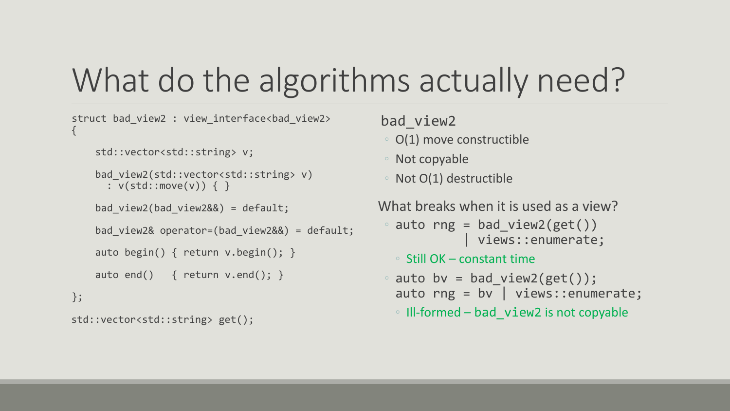# What do the algorithms actually need?

```cpp
struct bad_view2 : view_interface<bad_view2>
{
    std::vector<std::string> v;

    bad_view2(std::vector<std::string> v)
      : v(std::move(v)) { }

    bad_view2(bad_view2&&) = default;

    bad_view2& operator=(bad_view2&&) = default;

    auto begin() { return v.begin(); }

    auto end()   { return v.end(); }

};

std::vector<std::string> get();
```

`bad_view2`

- O(1) move constructible
- Not copyable
- Not O(1) destructible

What breaks when it is used as a view?

- ```cpp
  auto rng = bad_view2(get())
           | views::enumerate;
  ```
  - Still OK – constant time
- ```cpp
  auto bv = bad_view2(get());
  auto rng = bv | views::enumerate;
  ```
  - Ill-formed – `bad_view2` is not copyable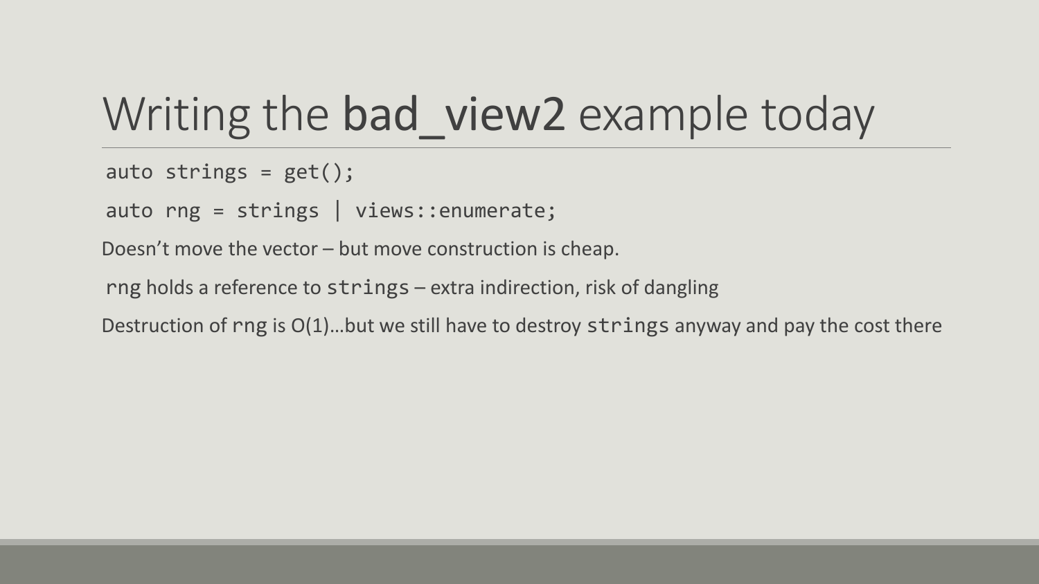# Writing the bad_view2 example today

```
auto strings = get();
auto rng = strings | views::enumerate;
```

Doesn't move the vector – but move construction is cheap.

`rng` holds a reference to `strings` – extra indirection, risk of dangling

Destruction of `rng` is O(1)…but we still have to destroy `strings` anyway and pay the cost there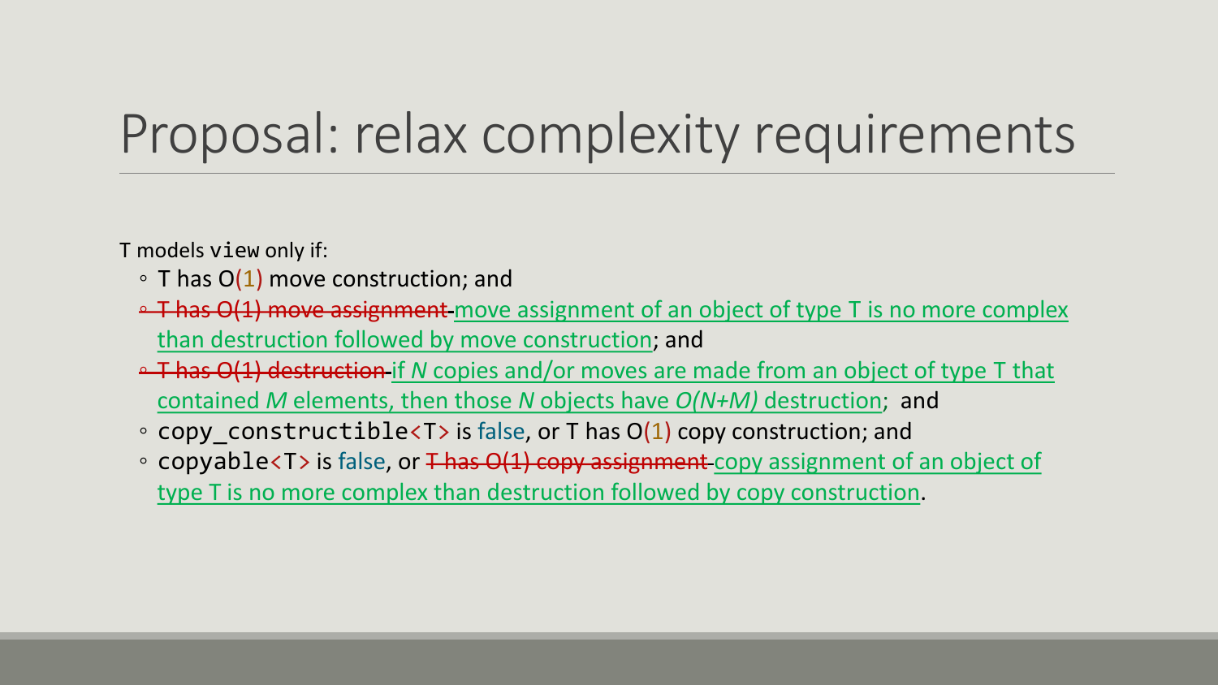# Proposal: relax complexity requirements

T models `view` only if:

- T has O(1) move construction; and
- ~~T has O(1) move assignment~~ move assignment of an object of type T is no more complex than destruction followed by move construction; and
- ~~T has O(1) destruction~~ if *N* copies and/or moves are made from an object of type T that contained *M* elements, then those *N* objects have *O(N+M)* destruction; and
- `copy_constructible<T>` is false, or T has O(1) copy construction; and
- `copyable<T>` is false, or ~~T has O(1) copy assignment~~ copy assignment of an object of type T is no more complex than destruction followed by copy construction.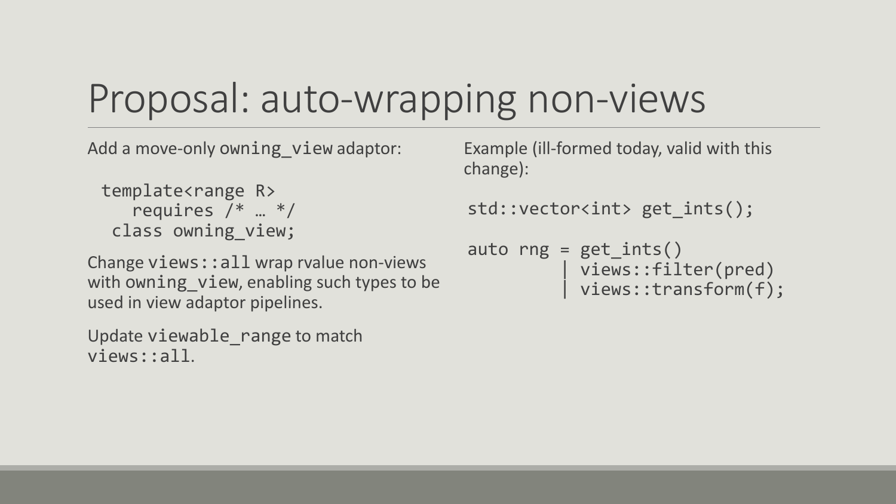# Proposal: auto-wrapping non-views

Add a move-only `owning_view` adaptor:

```
template<range R>
   requires /* … */
  class owning_view;
```

Change `views::all` wrap rvalue non-views with `owning_view`, enabling such types to be used in view adaptor pipelines.

Update `viewable_range` to match `views::all`.

Example (ill-formed today, valid with this change):

```
std::vector<int> get_ints();

auto rng = get_ints()
         | views::filter(pred)
         | views::transform(f);
```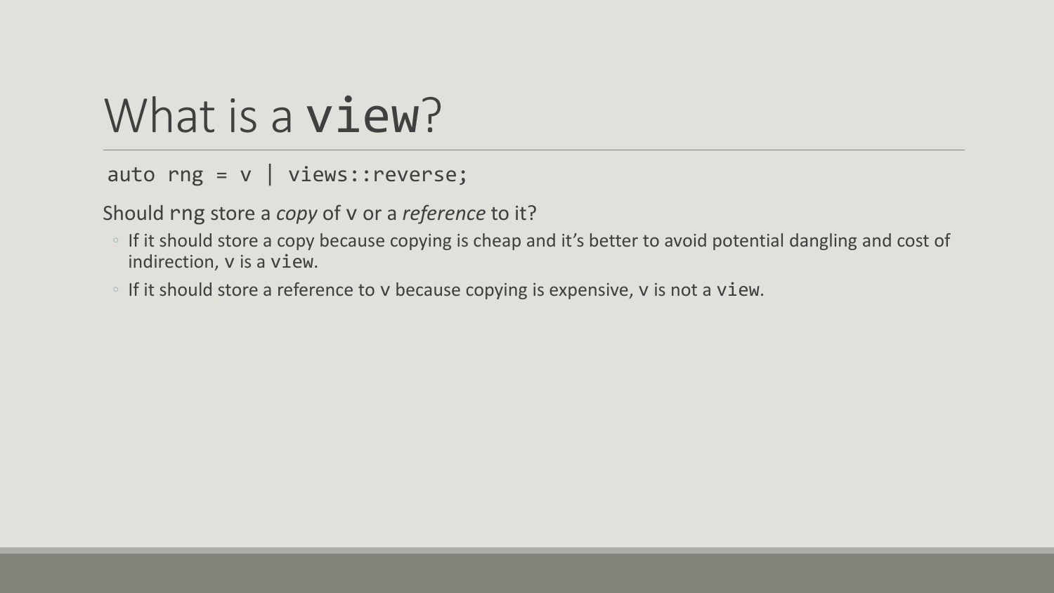# What is a `view`?

```
auto rng = v | views::reverse;
```

Should `rng` store a *copy* of `v` or a *reference* to it?

- If it should store a copy because copying is cheap and it's better to avoid potential dangling and cost of indirection, `v` is a `view`.
- If it should store a reference to `v` because copying is expensive, `v` is not a `view`.